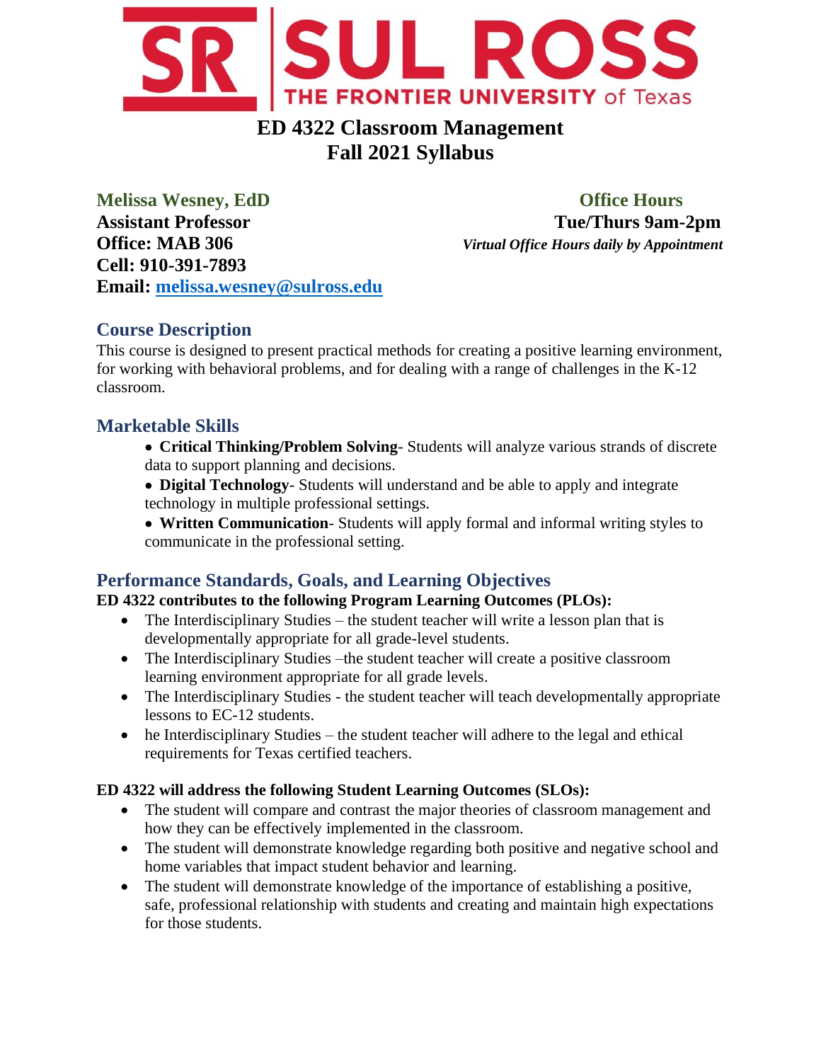SR | SUL ROSS THE FRONTIER UNIVERSITY of Texas

# ED 4322 Classroom Management
# Fall 2021 Syllabus

**Melissa Wesney, EdD**
**Assistant Professor**
**Office: MAB 306**
**Cell: 910-391-7893**
**Email: melissa.wesney@sulross.edu**

**Office Hours**
**Tue/Thurs 9am-2pm**
***Virtual Office Hours daily by Appointment***

## Course Description

This course is designed to present practical methods for creating a positive learning environment, for working with behavioral problems, and for dealing with a range of challenges in the K-12 classroom.

## Marketable Skills

- **Critical Thinking/Problem Solving**- Students will analyze various strands of discrete data to support planning and decisions.
- **Digital Technology**- Students will understand and be able to apply and integrate technology in multiple professional settings.
- **Written Communication**- Students will apply formal and informal writing styles to communicate in the professional setting.

## Performance Standards, Goals, and Learning Objectives

**ED 4322 contributes to the following Program Learning Outcomes (PLOs):**

- The Interdisciplinary Studies – the student teacher will write a lesson plan that is developmentally appropriate for all grade-level students.
- The Interdisciplinary Studies –the student teacher will create a positive classroom learning environment appropriate for all grade levels.
- The Interdisciplinary Studies - the student teacher will teach developmentally appropriate lessons to EC-12 students.
- he Interdisciplinary Studies – the student teacher will adhere to the legal and ethical requirements for Texas certified teachers.

**ED 4322 will address the following Student Learning Outcomes (SLOs):**

- The student will compare and contrast the major theories of classroom management and how they can be effectively implemented in the classroom.
- The student will demonstrate knowledge regarding both positive and negative school and home variables that impact student behavior and learning.
- The student will demonstrate knowledge of the importance of establishing a positive, safe, professional relationship with students and creating and maintain high expectations for those students.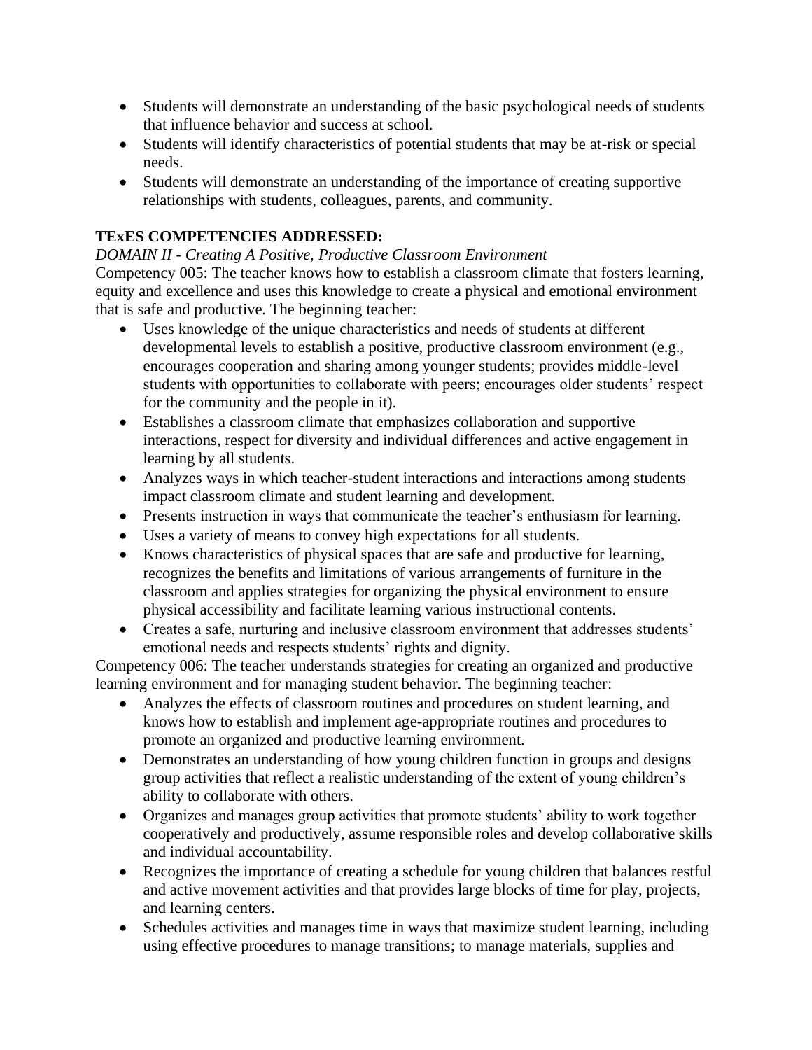- Students will demonstrate an understanding of the basic psychological needs of students that influence behavior and success at school.
- Students will identify characteristics of potential students that may be at-risk or special needs.
- Students will demonstrate an understanding of the importance of creating supportive relationships with students, colleagues, parents, and community.

**TExES COMPETENCIES ADDRESSED:**

*DOMAIN II - Creating A Positive, Productive Classroom Environment*

Competency 005: The teacher knows how to establish a classroom climate that fosters learning, equity and excellence and uses this knowledge to create a physical and emotional environment that is safe and productive. The beginning teacher:

- Uses knowledge of the unique characteristics and needs of students at different developmental levels to establish a positive, productive classroom environment (e.g., encourages cooperation and sharing among younger students; provides middle-level students with opportunities to collaborate with peers; encourages older students' respect for the community and the people in it).
- Establishes a classroom climate that emphasizes collaboration and supportive interactions, respect for diversity and individual differences and active engagement in learning by all students.
- Analyzes ways in which teacher-student interactions and interactions among students impact classroom climate and student learning and development.
- Presents instruction in ways that communicate the teacher's enthusiasm for learning.
- Uses a variety of means to convey high expectations for all students.
- Knows characteristics of physical spaces that are safe and productive for learning, recognizes the benefits and limitations of various arrangements of furniture in the classroom and applies strategies for organizing the physical environment to ensure physical accessibility and facilitate learning various instructional contents.
- Creates a safe, nurturing and inclusive classroom environment that addresses students' emotional needs and respects students' rights and dignity.

Competency 006: The teacher understands strategies for creating an organized and productive learning environment and for managing student behavior. The beginning teacher:

- Analyzes the effects of classroom routines and procedures on student learning, and knows how to establish and implement age-appropriate routines and procedures to promote an organized and productive learning environment.
- Demonstrates an understanding of how young children function in groups and designs group activities that reflect a realistic understanding of the extent of young children's ability to collaborate with others.
- Organizes and manages group activities that promote students' ability to work together cooperatively and productively, assume responsible roles and develop collaborative skills and individual accountability.
- Recognizes the importance of creating a schedule for young children that balances restful and active movement activities and that provides large blocks of time for play, projects, and learning centers.
- Schedules activities and manages time in ways that maximize student learning, including using effective procedures to manage transitions; to manage materials, supplies and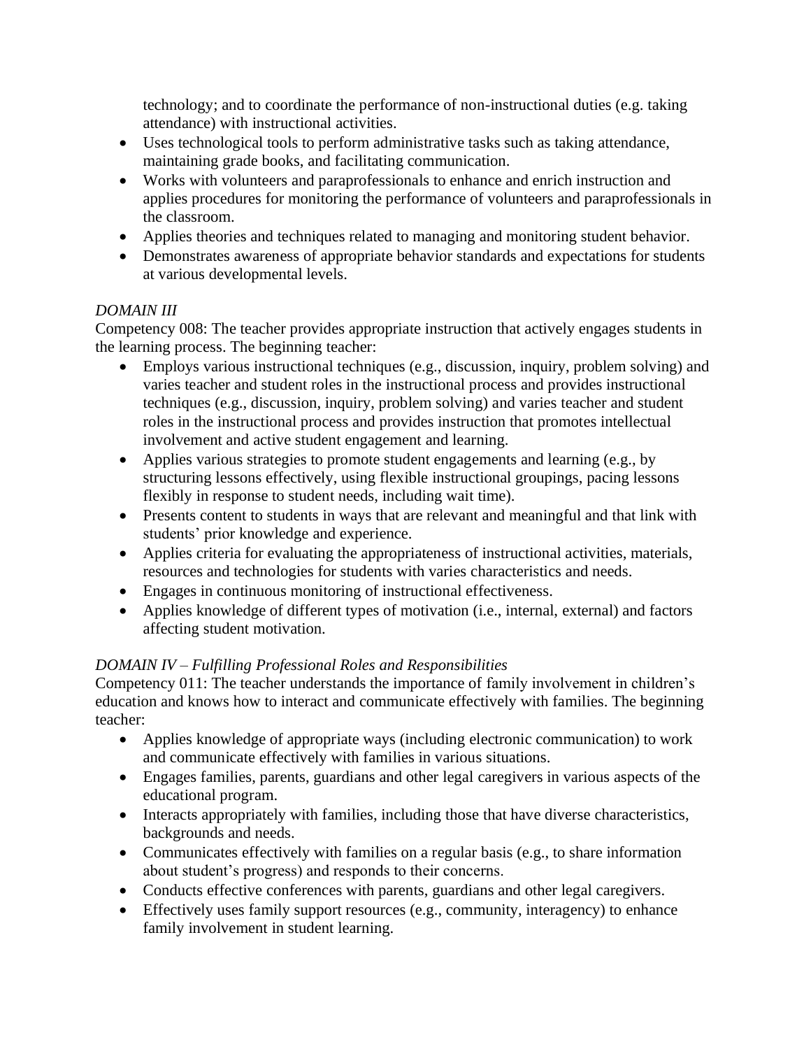technology; and to coordinate the performance of non-instructional duties (e.g. taking attendance) with instructional activities.

- Uses technological tools to perform administrative tasks such as taking attendance, maintaining grade books, and facilitating communication.
- Works with volunteers and paraprofessionals to enhance and enrich instruction and applies procedures for monitoring the performance of volunteers and paraprofessionals in the classroom.
- Applies theories and techniques related to managing and monitoring student behavior.
- Demonstrates awareness of appropriate behavior standards and expectations for students at various developmental levels.

*DOMAIN III*

Competency 008: The teacher provides appropriate instruction that actively engages students in the learning process. The beginning teacher:

- Employs various instructional techniques (e.g., discussion, inquiry, problem solving) and varies teacher and student roles in the instructional process and provides instructional techniques (e.g., discussion, inquiry, problem solving) and varies teacher and student roles in the instructional process and provides instruction that promotes intellectual involvement and active student engagement and learning.
- Applies various strategies to promote student engagements and learning (e.g., by structuring lessons effectively, using flexible instructional groupings, pacing lessons flexibly in response to student needs, including wait time).
- Presents content to students in ways that are relevant and meaningful and that link with students' prior knowledge and experience.
- Applies criteria for evaluating the appropriateness of instructional activities, materials, resources and technologies for students with varies characteristics and needs.
- Engages in continuous monitoring of instructional effectiveness.
- Applies knowledge of different types of motivation (i.e., internal, external) and factors affecting student motivation.

*DOMAIN IV – Fulfilling Professional Roles and Responsibilities*

Competency 011: The teacher understands the importance of family involvement in children's education and knows how to interact and communicate effectively with families. The beginning teacher:

- Applies knowledge of appropriate ways (including electronic communication) to work and communicate effectively with families in various situations.
- Engages families, parents, guardians and other legal caregivers in various aspects of the educational program.
- Interacts appropriately with families, including those that have diverse characteristics, backgrounds and needs.
- Communicates effectively with families on a regular basis (e.g., to share information about student's progress) and responds to their concerns.
- Conducts effective conferences with parents, guardians and other legal caregivers.
- Effectively uses family support resources (e.g., community, interagency) to enhance family involvement in student learning.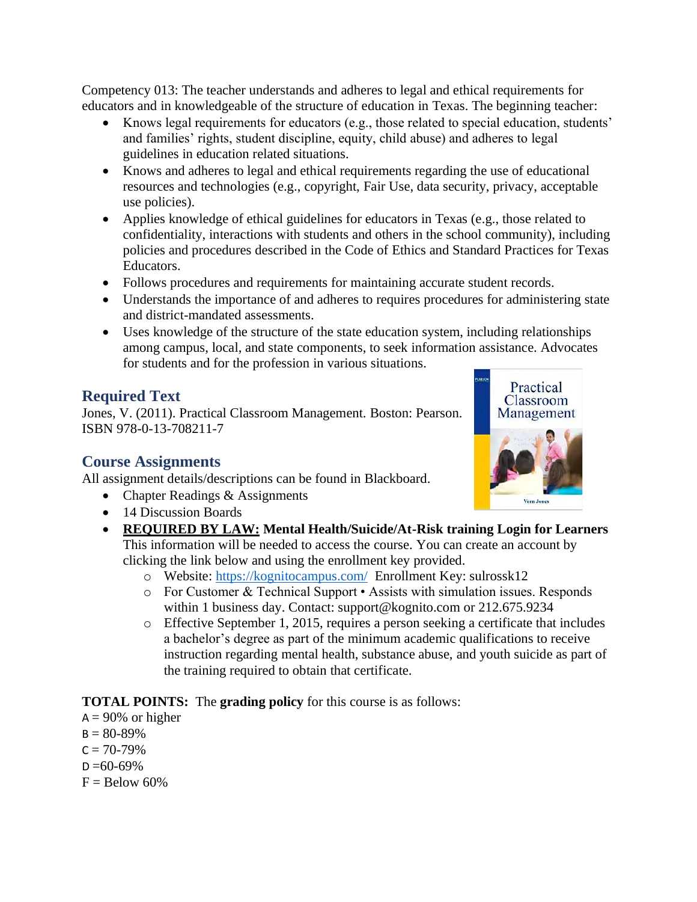Competency 013: The teacher understands and adheres to legal and ethical requirements for educators and in knowledgeable of the structure of education in Texas. The beginning teacher:

- Knows legal requirements for educators (e.g., those related to special education, students' and families' rights, student discipline, equity, child abuse) and adheres to legal guidelines in education related situations.
- Knows and adheres to legal and ethical requirements regarding the use of educational resources and technologies (e.g., copyright, Fair Use, data security, privacy, acceptable use policies).
- Applies knowledge of ethical guidelines for educators in Texas (e.g., those related to confidentiality, interactions with students and others in the school community), including policies and procedures described in the Code of Ethics and Standard Practices for Texas Educators.
- Follows procedures and requirements for maintaining accurate student records.
- Understands the importance of and adheres to requires procedures for administering state and district-mandated assessments.
- Uses knowledge of the structure of the state education system, including relationships among campus, local, and state components, to seek information assistance. Advocates for students and for the profession in various situations.

## Required Text

Jones, V. (2011). Practical Classroom Management. Boston: Pearson. ISBN 978-0-13-708211-7

## Course Assignments

All assignment details/descriptions can be found in Blackboard.

- Chapter Readings & Assignments
- 14 Discussion Boards
- **REQUIRED BY LAW: Mental Health/Suicide/At-Risk training Login for Learners** This information will be needed to access the course. You can create an account by clicking the link below and using the enrollment key provided.
  - Website: https://kognitocampus.com/ Enrollment Key: sulrossk12
  - For Customer & Technical Support • Assists with simulation issues. Responds within 1 business day. Contact: support@kognito.com or 212.675.9234
  - Effective September 1, 2015, requires a person seeking a certificate that includes a bachelor's degree as part of the minimum academic qualifications to receive instruction regarding mental health, substance abuse, and youth suicide as part of the training required to obtain that certificate.

**TOTAL POINTS:** The **grading policy** for this course is as follows:

A = 90% or higher
B = 80-89%
C = 70-79%
D =60-69%
F = Below 60%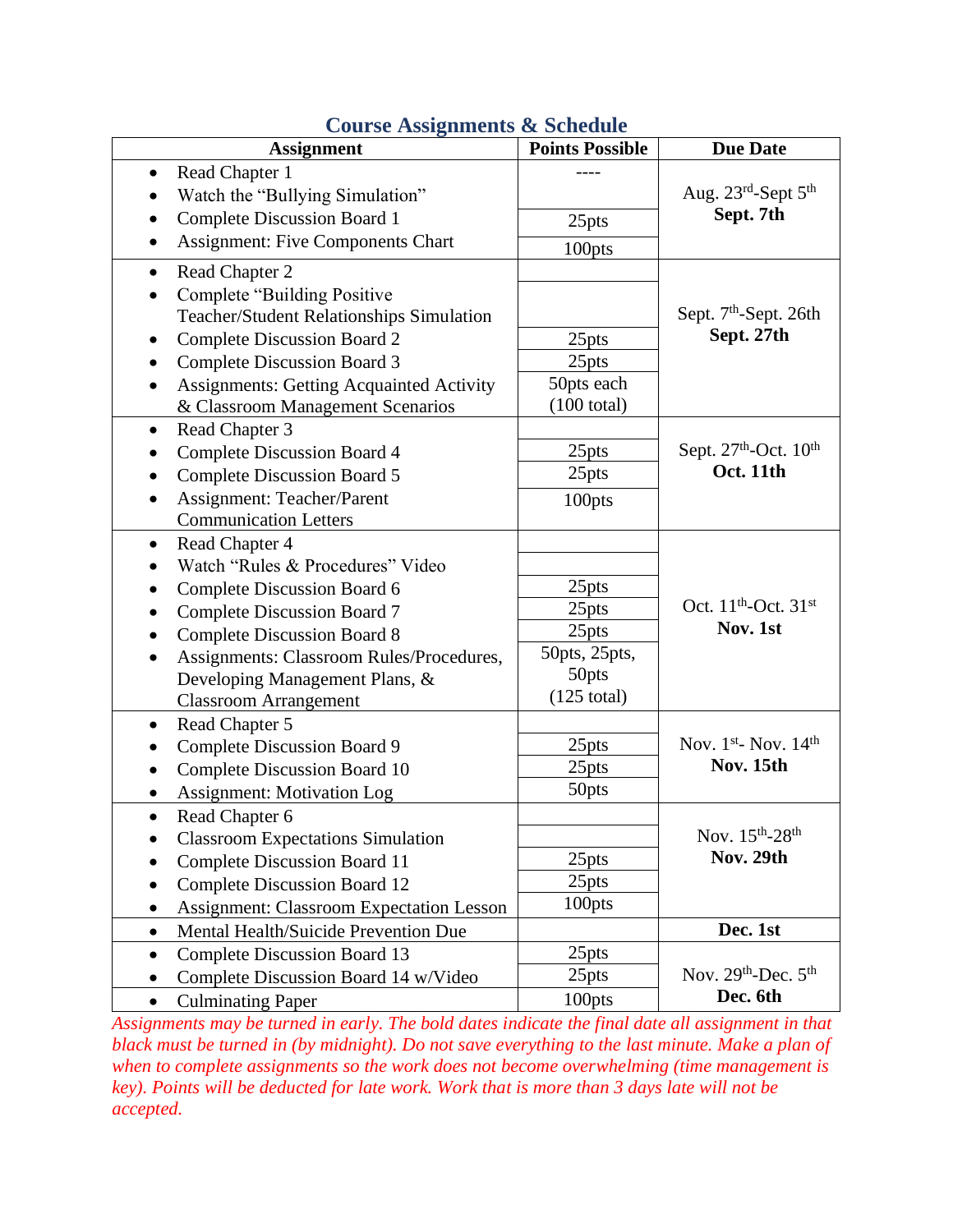## Course Assignments & Schedule

| Assignment | Points Possible | Due Date |
|---|---|---|
| • Read Chapter 1<br>• Watch the "Bullying Simulation"<br>• Complete Discussion Board 1<br>• Assignment: Five Components Chart | ----<br><br>25pts<br>100pts | Aug. 23rd-Sept 5th<br>**Sept. 7th** |
| • Read Chapter 2<br>• Complete "Building Positive Teacher/Student Relationships Simulation<br>• Complete Discussion Board 2<br>• Complete Discussion Board 3<br>• Assignments: Getting Acquainted Activity & Classroom Management Scenarios | <br><br>25pts<br>25pts<br>50pts each (100 total) | Sept. 7th-Sept. 26th<br>**Sept. 27th** |
| • Read Chapter 3<br>• Complete Discussion Board 4<br>• Complete Discussion Board 5<br>• Assignment: Teacher/Parent Communication Letters | <br>25pts<br>25pts<br>100pts | Sept. 27th-Oct. 10th<br>**Oct. 11th** |
| • Read Chapter 4<br>• Watch "Rules & Procedures" Video<br>• Complete Discussion Board 6<br>• Complete Discussion Board 7<br>• Complete Discussion Board 8<br>• Assignments: Classroom Rules/Procedures, Developing Management Plans, & Classroom Arrangement | <br><br>25pts<br>25pts<br>25pts<br>50pts, 25pts, 50pts (125 total) | Oct. 11th-Oct. 31st<br>**Nov. 1st** |
| • Read Chapter 5<br>• Complete Discussion Board 9<br>• Complete Discussion Board 10<br>• Assignment: Motivation Log | <br>25pts<br>25pts<br>50pts | Nov. 1st- Nov. 14th<br>**Nov. 15th** |
| • Read Chapter 6<br>• Classroom Expectations Simulation<br>• Complete Discussion Board 11<br>• Complete Discussion Board 12<br>• Assignment: Classroom Expectation Lesson | <br><br>25pts<br>25pts<br>100pts | Nov. 15th-28th<br>**Nov. 29th** |
| • Mental Health/Suicide Prevention Due | | **Dec. 1st** |
| • Complete Discussion Board 13<br>• Complete Discussion Board 14 w/Video<br>• Culminating Paper | 25pts<br>25pts<br>100pts | Nov. 29th-Dec. 5th<br>**Dec. 6th** |

*Assignments may be turned in early. The bold dates indicate the final date all assignment in that black must be turned in (by midnight). Do not save everything to the last minute. Make a plan of when to complete assignments so the work does not become overwhelming (time management is key). Points will be deducted for late work. Work that is more than 3 days late will not be accepted.*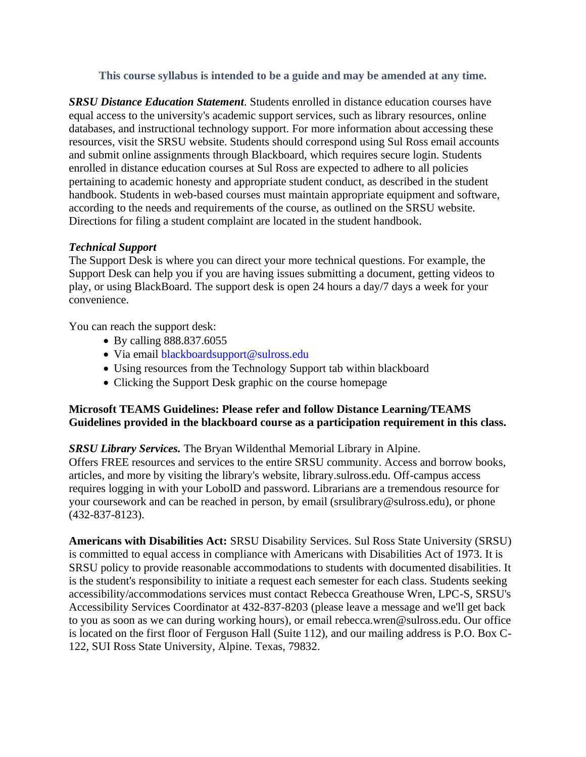**This course syllabus is intended to be a guide and may be amended at any time.**

***SRSU Distance Education Statement***. Students enrolled in distance education courses have equal access to the university's academic support services, such as library resources, online databases, and instructional technology support. For more information about accessing these resources, visit the SRSU website. Students should correspond using Sul Ross email accounts and submit online assignments through Blackboard, which requires secure login. Students enrolled in distance education courses at Sul Ross are expected to adhere to all policies pertaining to academic honesty and appropriate student conduct, as described in the student handbook. Students in web-based courses must maintain appropriate equipment and software, according to the needs and requirements of the course, as outlined on the SRSU website. Directions for filing a student complaint are located in the student handbook.

***Technical Support***
The Support Desk is where you can direct your more technical questions. For example, the Support Desk can help you if you are having issues submitting a document, getting videos to play, or using BlackBoard. The support desk is open 24 hours a day/7 days a week for your convenience.

You can reach the support desk:

- By calling 888.837.6055
- Via email blackboardsupport@sulross.edu
- Using resources from the Technology Support tab within blackboard
- Clicking the Support Desk graphic on the course homepage

**Microsoft TEAMS Guidelines: Please refer and follow Distance Learning/TEAMS Guidelines provided in the blackboard course as a participation requirement in this class.**

***SRSU Library Services.*** The Bryan Wildenthal Memorial Library in Alpine.
Offers FREE resources and services to the entire SRSU community. Access and borrow books, articles, and more by visiting the library's website, library.sulross.edu. Off-campus access requires logging in with your LoboID and password. Librarians are a tremendous resource for your coursework and can be reached in person, by email (srsulibrary@sulross.edu), or phone (432-837-8123).

**Americans with Disabilities Act:** SRSU Disability Services. Sul Ross State University (SRSU) is committed to equal access in compliance with Americans with Disabilities Act of 1973. It is SRSU policy to provide reasonable accommodations to students with documented disabilities. It is the student's responsibility to initiate a request each semester for each class. Students seeking accessibility/accommodations services must contact Rebecca Greathouse Wren, LPC-S, SRSU's Accessibility Services Coordinator at 432-837-8203 (please leave a message and we'll get back to you as soon as we can during working hours), or email rebecca.wren@sulross.edu. Our office is located on the first floor of Ferguson Hall (Suite 112), and our mailing address is P.O. Box C-122, SUI Ross State University, Alpine. Texas, 79832.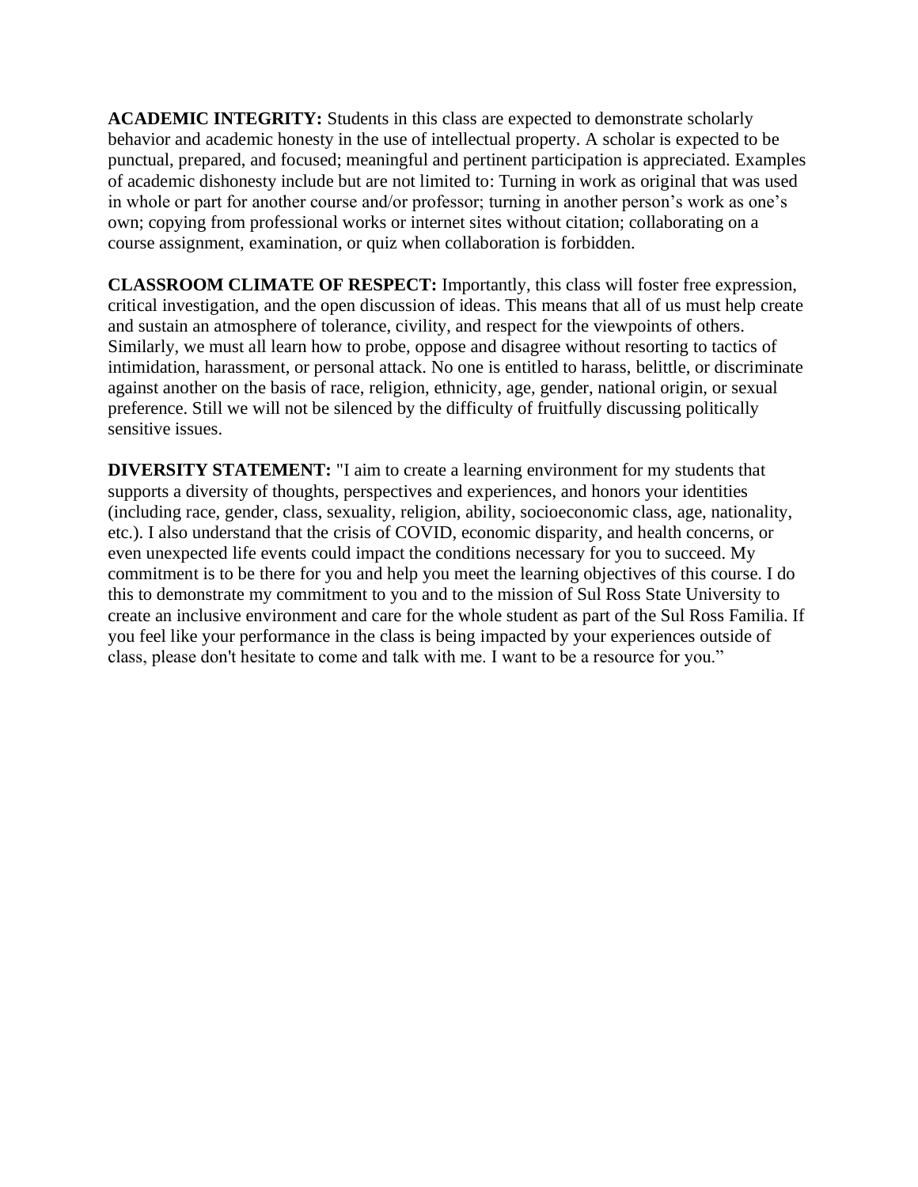**ACADEMIC INTEGRITY:** Students in this class are expected to demonstrate scholarly behavior and academic honesty in the use of intellectual property. A scholar is expected to be punctual, prepared, and focused; meaningful and pertinent participation is appreciated. Examples of academic dishonesty include but are not limited to: Turning in work as original that was used in whole or part for another course and/or professor; turning in another person's work as one's own; copying from professional works or internet sites without citation; collaborating on a course assignment, examination, or quiz when collaboration is forbidden.

**CLASSROOM CLIMATE OF RESPECT:** Importantly, this class will foster free expression, critical investigation, and the open discussion of ideas. This means that all of us must help create and sustain an atmosphere of tolerance, civility, and respect for the viewpoints of others. Similarly, we must all learn how to probe, oppose and disagree without resorting to tactics of intimidation, harassment, or personal attack. No one is entitled to harass, belittle, or discriminate against another on the basis of race, religion, ethnicity, age, gender, national origin, or sexual preference. Still we will not be silenced by the difficulty of fruitfully discussing politically sensitive issues.

**DIVERSITY STATEMENT:** "I aim to create a learning environment for my students that supports a diversity of thoughts, perspectives and experiences, and honors your identities (including race, gender, class, sexuality, religion, ability, socioeconomic class, age, nationality, etc.). I also understand that the crisis of COVID, economic disparity, and health concerns, or even unexpected life events could impact the conditions necessary for you to succeed. My commitment is to be there for you and help you meet the learning objectives of this course. I do this to demonstrate my commitment to you and to the mission of Sul Ross State University to create an inclusive environment and care for the whole student as part of the Sul Ross Familia. If you feel like your performance in the class is being impacted by your experiences outside of class, please don't hesitate to come and talk with me. I want to be a resource for you."